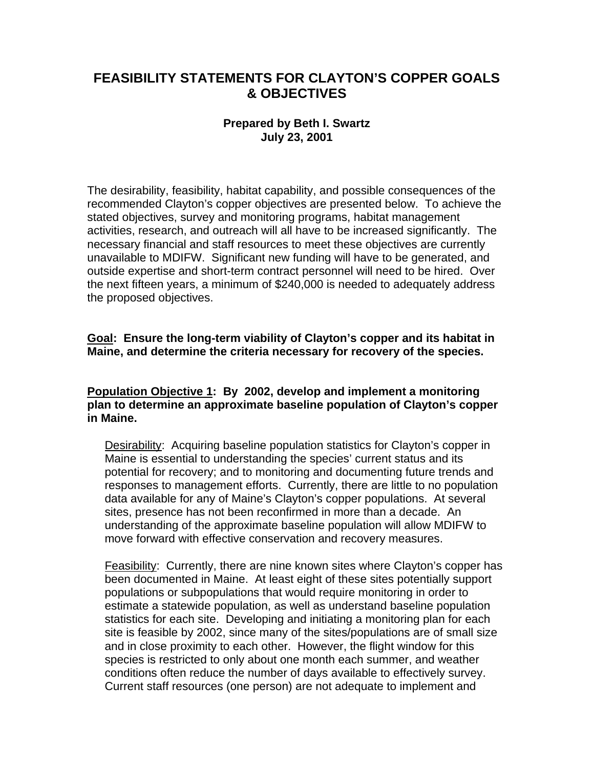# FEASIBILITY STATEMENTS FOR CLAYTON'S COPPER GOALS & OBJECTIVES

**Prepared by Beth I. Swartz**
**July 23, 2001**

The desirability, feasibility, habitat capability, and possible consequences of the recommended Clayton's copper objectives are presented below. To achieve the stated objectives, survey and monitoring programs, habitat management activities, research, and outreach will all have to be increased significantly. The necessary financial and staff resources to meet these objectives are currently unavailable to MDIFW. Significant new funding will have to be generated, and outside expertise and short-term contract personnel will need to be hired. Over the next fifteen years, a minimum of $240,000 is needed to adequately address the proposed objectives.

**Goal: Ensure the long-term viability of Clayton's copper and its habitat in Maine, and determine the criteria necessary for recovery of the species.**

**Population Objective 1: By 2002, develop and implement a monitoring plan to determine an approximate baseline population of Clayton's copper in Maine.**

Desirability: Acquiring baseline population statistics for Clayton's copper in Maine is essential to understanding the species' current status and its potential for recovery; and to monitoring and documenting future trends and responses to management efforts. Currently, there are little to no population data available for any of Maine's Clayton's copper populations. At several sites, presence has not been reconfirmed in more than a decade. An understanding of the approximate baseline population will allow MDIFW to move forward with effective conservation and recovery measures.

Feasibility: Currently, there are nine known sites where Clayton's copper has been documented in Maine. At least eight of these sites potentially support populations or subpopulations that would require monitoring in order to estimate a statewide population, as well as understand baseline population statistics for each site. Developing and initiating a monitoring plan for each site is feasible by 2002, since many of the sites/populations are of small size and in close proximity to each other. However, the flight window for this species is restricted to only about one month each summer, and weather conditions often reduce the number of days available to effectively survey. Current staff resources (one person) are not adequate to implement and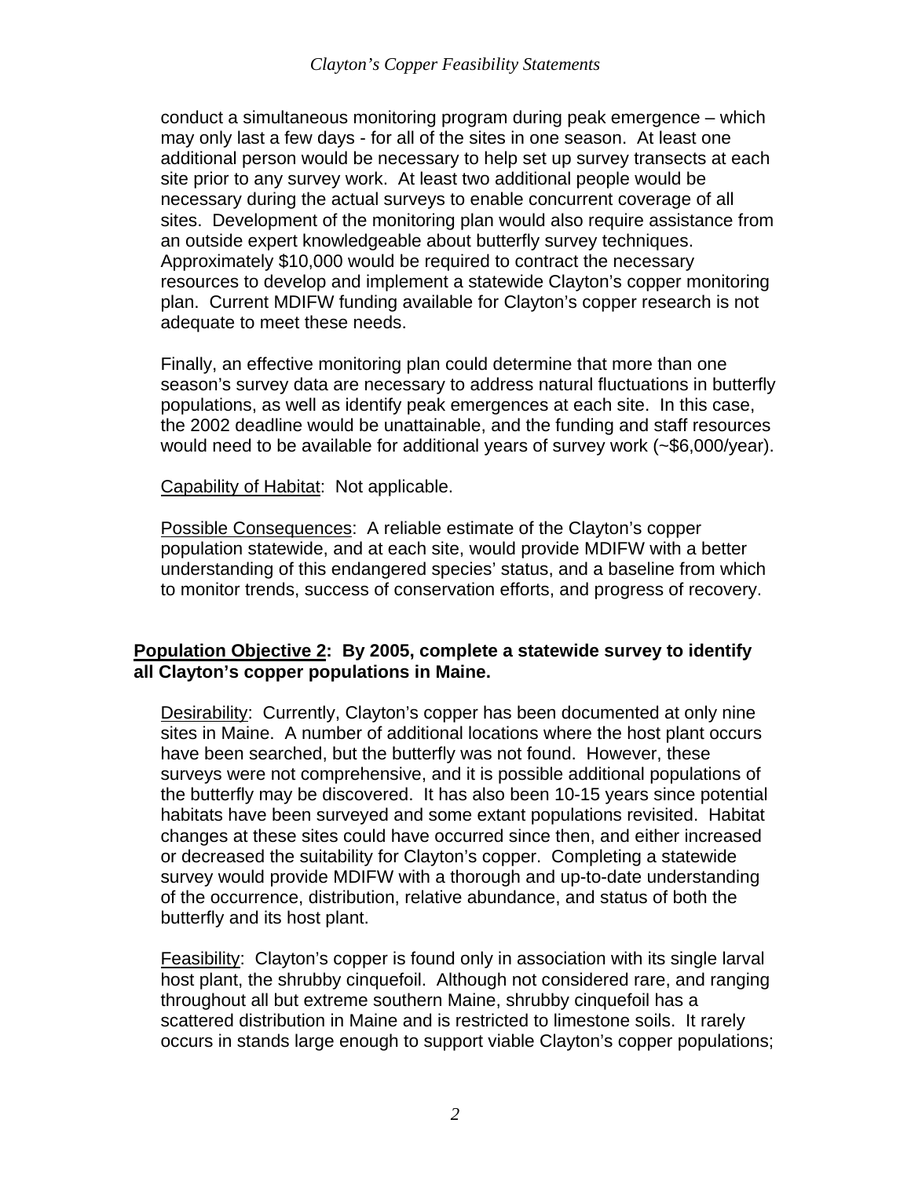conduct a simultaneous monitoring program during peak emergence – which may only last a few days - for all of the sites in one season. At least one additional person would be necessary to help set up survey transects at each site prior to any survey work. At least two additional people would be necessary during the actual surveys to enable concurrent coverage of all sites. Development of the monitoring plan would also require assistance from an outside expert knowledgeable about butterfly survey techniques. Approximately $10,000 would be required to contract the necessary resources to develop and implement a statewide Clayton's copper monitoring plan. Current MDIFW funding available for Clayton's copper research is not adequate to meet these needs.

Finally, an effective monitoring plan could determine that more than one season's survey data are necessary to address natural fluctuations in butterfly populations, as well as identify peak emergences at each site. In this case, the 2002 deadline would be unattainable, and the funding and staff resources would need to be available for additional years of survey work (~$6,000/year).

Capability of Habitat: Not applicable.

Possible Consequences: A reliable estimate of the Clayton's copper population statewide, and at each site, would provide MDIFW with a better understanding of this endangered species' status, and a baseline from which to monitor trends, success of conservation efforts, and progress of recovery.

**Population Objective 2: By 2005, complete a statewide survey to identify all Clayton's copper populations in Maine.**

Desirability: Currently, Clayton's copper has been documented at only nine sites in Maine. A number of additional locations where the host plant occurs have been searched, but the butterfly was not found. However, these surveys were not comprehensive, and it is possible additional populations of the butterfly may be discovered. It has also been 10-15 years since potential habitats have been surveyed and some extant populations revisited. Habitat changes at these sites could have occurred since then, and either increased or decreased the suitability for Clayton's copper. Completing a statewide survey would provide MDIFW with a thorough and up-to-date understanding of the occurrence, distribution, relative abundance, and status of both the butterfly and its host plant.

Feasibility: Clayton's copper is found only in association with its single larval host plant, the shrubby cinquefoil. Although not considered rare, and ranging throughout all but extreme southern Maine, shrubby cinquefoil has a scattered distribution in Maine and is restricted to limestone soils. It rarely occurs in stands large enough to support viable Clayton's copper populations;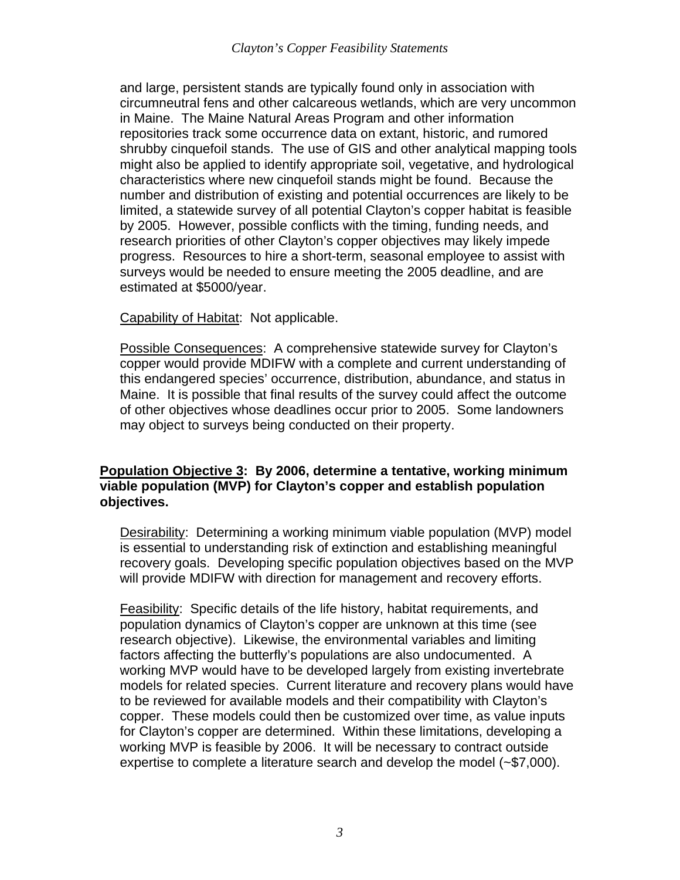and large, persistent stands are typically found only in association with circumneutral fens and other calcareous wetlands, which are very uncommon in Maine. The Maine Natural Areas Program and other information repositories track some occurrence data on extant, historic, and rumored shrubby cinquefoil stands. The use of GIS and other analytical mapping tools might also be applied to identify appropriate soil, vegetative, and hydrological characteristics where new cinquefoil stands might be found. Because the number and distribution of existing and potential occurrences are likely to be limited, a statewide survey of all potential Clayton's copper habitat is feasible by 2005. However, possible conflicts with the timing, funding needs, and research priorities of other Clayton's copper objectives may likely impede progress. Resources to hire a short-term, seasonal employee to assist with surveys would be needed to ensure meeting the 2005 deadline, and are estimated at $5000/year.

<u>Capability of Habitat</u>: Not applicable.

<u>Possible Consequences</u>: A comprehensive statewide survey for Clayton's copper would provide MDIFW with a complete and current understanding of this endangered species' occurrence, distribution, abundance, and status in Maine. It is possible that final results of the survey could affect the outcome of other objectives whose deadlines occur prior to 2005. Some landowners may object to surveys being conducted on their property.

**<u>Population Objective 3</u>: By 2006, determine a tentative, working minimum viable population (MVP) for Clayton's copper and establish population objectives.**

<u>Desirability</u>: Determining a working minimum viable population (MVP) model is essential to understanding risk of extinction and establishing meaningful recovery goals. Developing specific population objectives based on the MVP will provide MDIFW with direction for management and recovery efforts.

<u>Feasibility</u>: Specific details of the life history, habitat requirements, and population dynamics of Clayton's copper are unknown at this time (see research objective). Likewise, the environmental variables and limiting factors affecting the butterfly's populations are also undocumented. A working MVP would have to be developed largely from existing invertebrate models for related species. Current literature and recovery plans would have to be reviewed for available models and their compatibility with Clayton's copper. These models could then be customized over time, as value inputs for Clayton's copper are determined. Within these limitations, developing a working MVP is feasible by 2006. It will be necessary to contract outside expertise to complete a literature search and develop the model (~$7,000).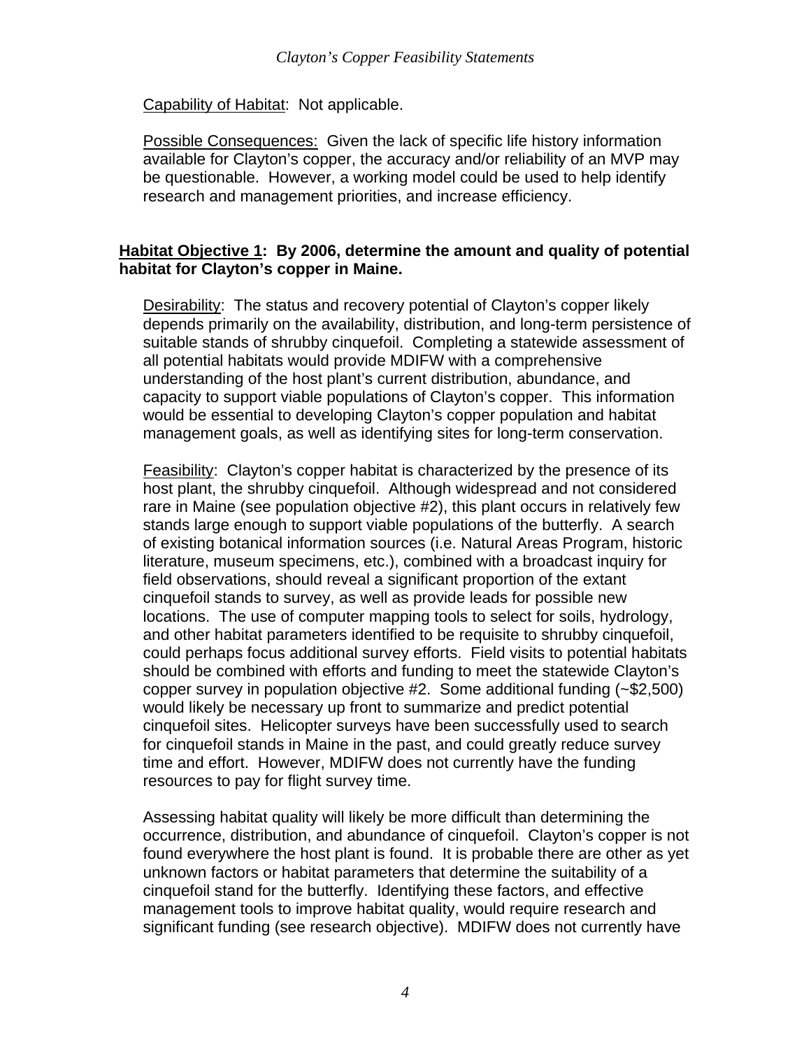Capability of Habitat: Not applicable.

Possible Consequences: Given the lack of specific life history information available for Clayton's copper, the accuracy and/or reliability of an MVP may be questionable. However, a working model could be used to help identify research and management priorities, and increase efficiency.

**Habitat Objective 1: By 2006, determine the amount and quality of potential habitat for Clayton's copper in Maine.**

Desirability: The status and recovery potential of Clayton's copper likely depends primarily on the availability, distribution, and long-term persistence of suitable stands of shrubby cinquefoil. Completing a statewide assessment of all potential habitats would provide MDIFW with a comprehensive understanding of the host plant's current distribution, abundance, and capacity to support viable populations of Clayton's copper. This information would be essential to developing Clayton's copper population and habitat management goals, as well as identifying sites for long-term conservation.

Feasibility: Clayton's copper habitat is characterized by the presence of its host plant, the shrubby cinquefoil. Although widespread and not considered rare in Maine (see population objective #2), this plant occurs in relatively few stands large enough to support viable populations of the butterfly. A search of existing botanical information sources (i.e. Natural Areas Program, historic literature, museum specimens, etc.), combined with a broadcast inquiry for field observations, should reveal a significant proportion of the extant cinquefoil stands to survey, as well as provide leads for possible new locations. The use of computer mapping tools to select for soils, hydrology, and other habitat parameters identified to be requisite to shrubby cinquefoil, could perhaps focus additional survey efforts. Field visits to potential habitats should be combined with efforts and funding to meet the statewide Clayton's copper survey in population objective #2. Some additional funding (~$2,500) would likely be necessary up front to summarize and predict potential cinquefoil sites. Helicopter surveys have been successfully used to search for cinquefoil stands in Maine in the past, and could greatly reduce survey time and effort. However, MDIFW does not currently have the funding resources to pay for flight survey time.

Assessing habitat quality will likely be more difficult than determining the occurrence, distribution, and abundance of cinquefoil. Clayton's copper is not found everywhere the host plant is found. It is probable there are other as yet unknown factors or habitat parameters that determine the suitability of a cinquefoil stand for the butterfly. Identifying these factors, and effective management tools to improve habitat quality, would require research and significant funding (see research objective). MDIFW does not currently have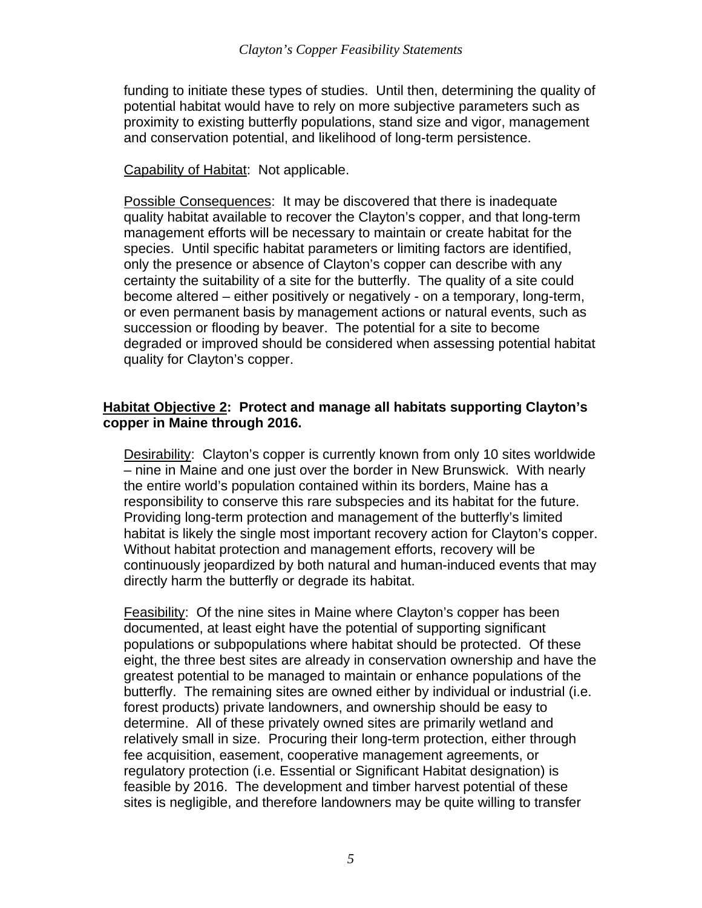funding to initiate these types of studies. Until then, determining the quality of potential habitat would have to rely on more subjective parameters such as proximity to existing butterfly populations, stand size and vigor, management and conservation potential, and likelihood of long-term persistence.

Capability of Habitat: Not applicable.

Possible Consequences: It may be discovered that there is inadequate quality habitat available to recover the Clayton's copper, and that long-term management efforts will be necessary to maintain or create habitat for the species. Until specific habitat parameters or limiting factors are identified, only the presence or absence of Clayton's copper can describe with any certainty the suitability of a site for the butterfly. The quality of a site could become altered – either positively or negatively - on a temporary, long-term, or even permanent basis by management actions or natural events, such as succession or flooding by beaver. The potential for a site to become degraded or improved should be considered when assessing potential habitat quality for Clayton's copper.

**Habitat Objective 2: Protect and manage all habitats supporting Clayton's copper in Maine through 2016.**

Desirability: Clayton's copper is currently known from only 10 sites worldwide – nine in Maine and one just over the border in New Brunswick. With nearly the entire world's population contained within its borders, Maine has a responsibility to conserve this rare subspecies and its habitat for the future. Providing long-term protection and management of the butterfly's limited habitat is likely the single most important recovery action for Clayton's copper. Without habitat protection and management efforts, recovery will be continuously jeopardized by both natural and human-induced events that may directly harm the butterfly or degrade its habitat.

Feasibility: Of the nine sites in Maine where Clayton's copper has been documented, at least eight have the potential of supporting significant populations or subpopulations where habitat should be protected. Of these eight, the three best sites are already in conservation ownership and have the greatest potential to be managed to maintain or enhance populations of the butterfly. The remaining sites are owned either by individual or industrial (i.e. forest products) private landowners, and ownership should be easy to determine. All of these privately owned sites are primarily wetland and relatively small in size. Procuring their long-term protection, either through fee acquisition, easement, cooperative management agreements, or regulatory protection (i.e. Essential or Significant Habitat designation) is feasible by 2016. The development and timber harvest potential of these sites is negligible, and therefore landowners may be quite willing to transfer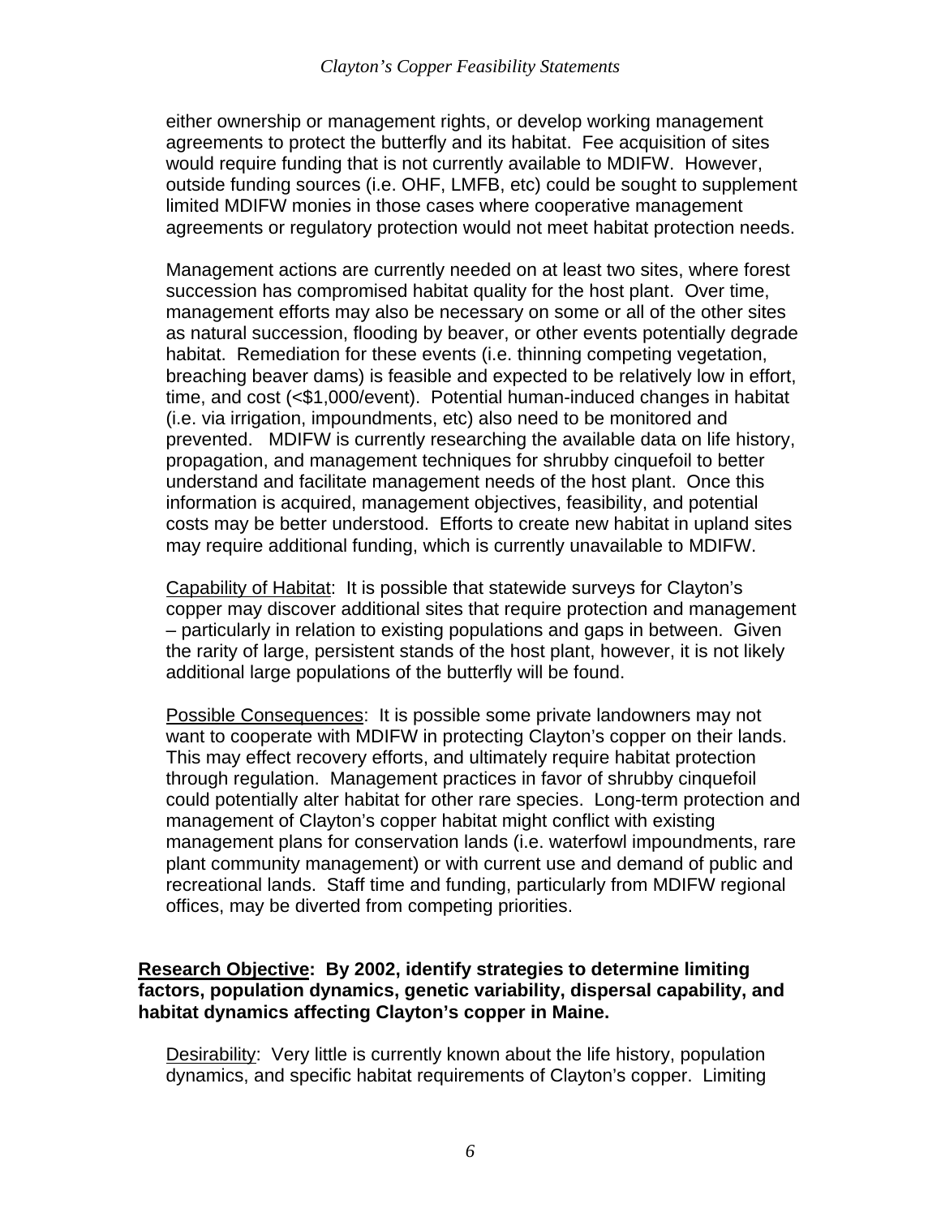either ownership or management rights, or develop working management agreements to protect the butterfly and its habitat. Fee acquisition of sites would require funding that is not currently available to MDIFW. However, outside funding sources (i.e. OHF, LMFB, etc) could be sought to supplement limited MDIFW monies in those cases where cooperative management agreements or regulatory protection would not meet habitat protection needs.

Management actions are currently needed on at least two sites, where forest succession has compromised habitat quality for the host plant. Over time, management efforts may also be necessary on some or all of the other sites as natural succession, flooding by beaver, or other events potentially degrade habitat. Remediation for these events (i.e. thinning competing vegetation, breaching beaver dams) is feasible and expected to be relatively low in effort, time, and cost (<$1,000/event). Potential human-induced changes in habitat (i.e. via irrigation, impoundments, etc) also need to be monitored and prevented. MDIFW is currently researching the available data on life history, propagation, and management techniques for shrubby cinquefoil to better understand and facilitate management needs of the host plant. Once this information is acquired, management objectives, feasibility, and potential costs may be better understood. Efforts to create new habitat in upland sites may require additional funding, which is currently unavailable to MDIFW.

<u>Capability of Habitat</u>: It is possible that statewide surveys for Clayton's copper may discover additional sites that require protection and management – particularly in relation to existing populations and gaps in between. Given the rarity of large, persistent stands of the host plant, however, it is not likely additional large populations of the butterfly will be found.

<u>Possible Consequences</u>: It is possible some private landowners may not want to cooperate with MDIFW in protecting Clayton's copper on their lands. This may effect recovery efforts, and ultimately require habitat protection through regulation. Management practices in favor of shrubby cinquefoil could potentially alter habitat for other rare species. Long-term protection and management of Clayton's copper habitat might conflict with existing management plans for conservation lands (i.e. waterfowl impoundments, rare plant community management) or with current use and demand of public and recreational lands. Staff time and funding, particularly from MDIFW regional offices, may be diverted from competing priorities.

**<u>Research Objective</u>: By 2002, identify strategies to determine limiting factors, population dynamics, genetic variability, dispersal capability, and habitat dynamics affecting Clayton's copper in Maine.**

<u>Desirability</u>: Very little is currently known about the life history, population dynamics, and specific habitat requirements of Clayton's copper. Limiting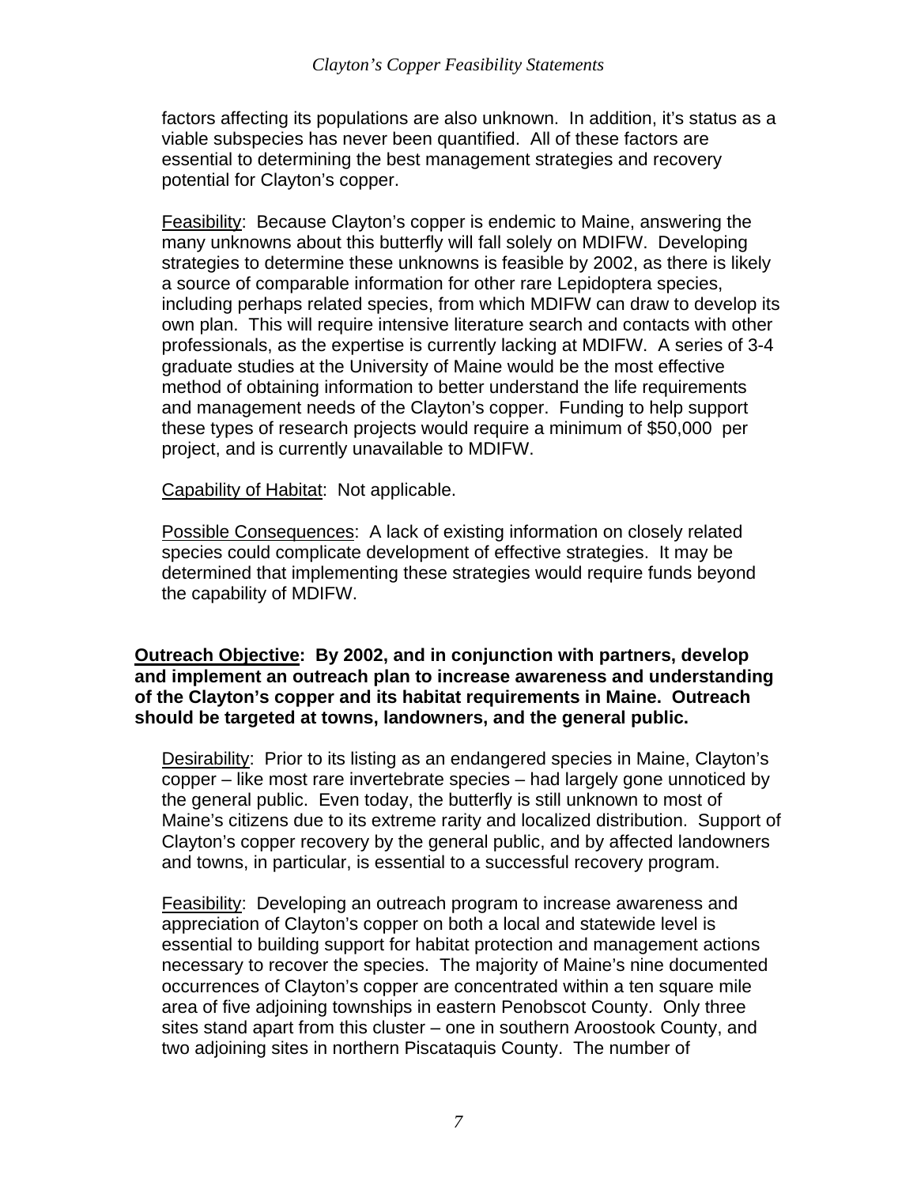factors affecting its populations are also unknown. In addition, it's status as a viable subspecies has never been quantified. All of these factors are essential to determining the best management strategies and recovery potential for Clayton's copper.

Feasibility: Because Clayton's copper is endemic to Maine, answering the many unknowns about this butterfly will fall solely on MDIFW. Developing strategies to determine these unknowns is feasible by 2002, as there is likely a source of comparable information for other rare Lepidoptera species, including perhaps related species, from which MDIFW can draw to develop its own plan. This will require intensive literature search and contacts with other professionals, as the expertise is currently lacking at MDIFW. A series of 3-4 graduate studies at the University of Maine would be the most effective method of obtaining information to better understand the life requirements and management needs of the Clayton's copper. Funding to help support these types of research projects would require a minimum of $50,000 per project, and is currently unavailable to MDIFW.

Capability of Habitat: Not applicable.

Possible Consequences: A lack of existing information on closely related species could complicate development of effective strategies. It may be determined that implementing these strategies would require funds beyond the capability of MDIFW.

**Outreach Objective: By 2002, and in conjunction with partners, develop and implement an outreach plan to increase awareness and understanding of the Clayton's copper and its habitat requirements in Maine. Outreach should be targeted at towns, landowners, and the general public.**

Desirability: Prior to its listing as an endangered species in Maine, Clayton's copper – like most rare invertebrate species – had largely gone unnoticed by the general public. Even today, the butterfly is still unknown to most of Maine's citizens due to its extreme rarity and localized distribution. Support of Clayton's copper recovery by the general public, and by affected landowners and towns, in particular, is essential to a successful recovery program.

Feasibility: Developing an outreach program to increase awareness and appreciation of Clayton's copper on both a local and statewide level is essential to building support for habitat protection and management actions necessary to recover the species. The majority of Maine's nine documented occurrences of Clayton's copper are concentrated within a ten square mile area of five adjoining townships in eastern Penobscot County. Only three sites stand apart from this cluster – one in southern Aroostook County, and two adjoining sites in northern Piscataquis County. The number of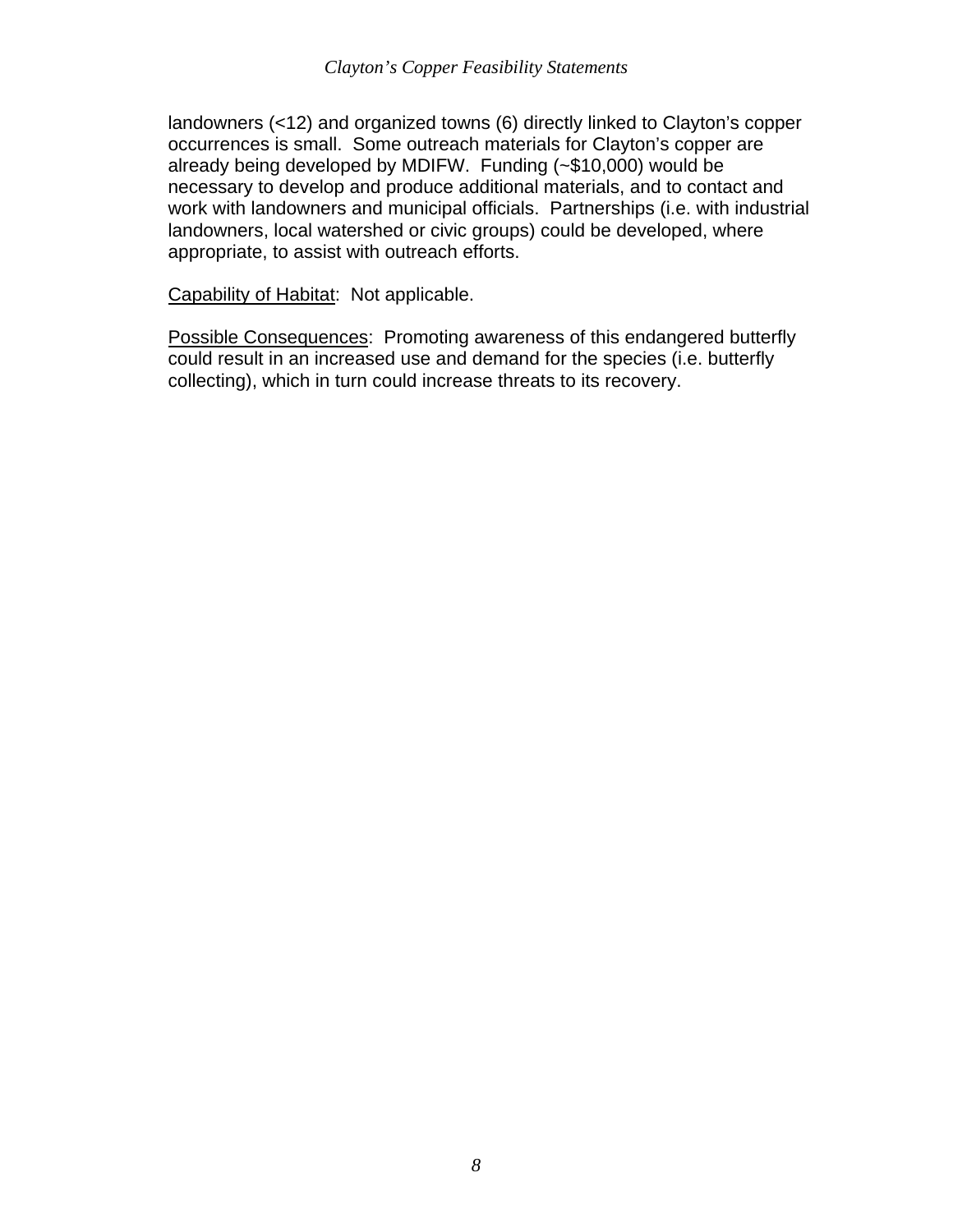landowners (<12) and organized towns (6) directly linked to Clayton's copper occurrences is small. Some outreach materials for Clayton's copper are already being developed by MDIFW. Funding (~$10,000) would be necessary to develop and produce additional materials, and to contact and work with landowners and municipal officials. Partnerships (i.e. with industrial landowners, local watershed or civic groups) could be developed, where appropriate, to assist with outreach efforts.

<u>Capability of Habitat</u>: Not applicable.

<u>Possible Consequences</u>: Promoting awareness of this endangered butterfly could result in an increased use and demand for the species (i.e. butterfly collecting), which in turn could increase threats to its recovery.